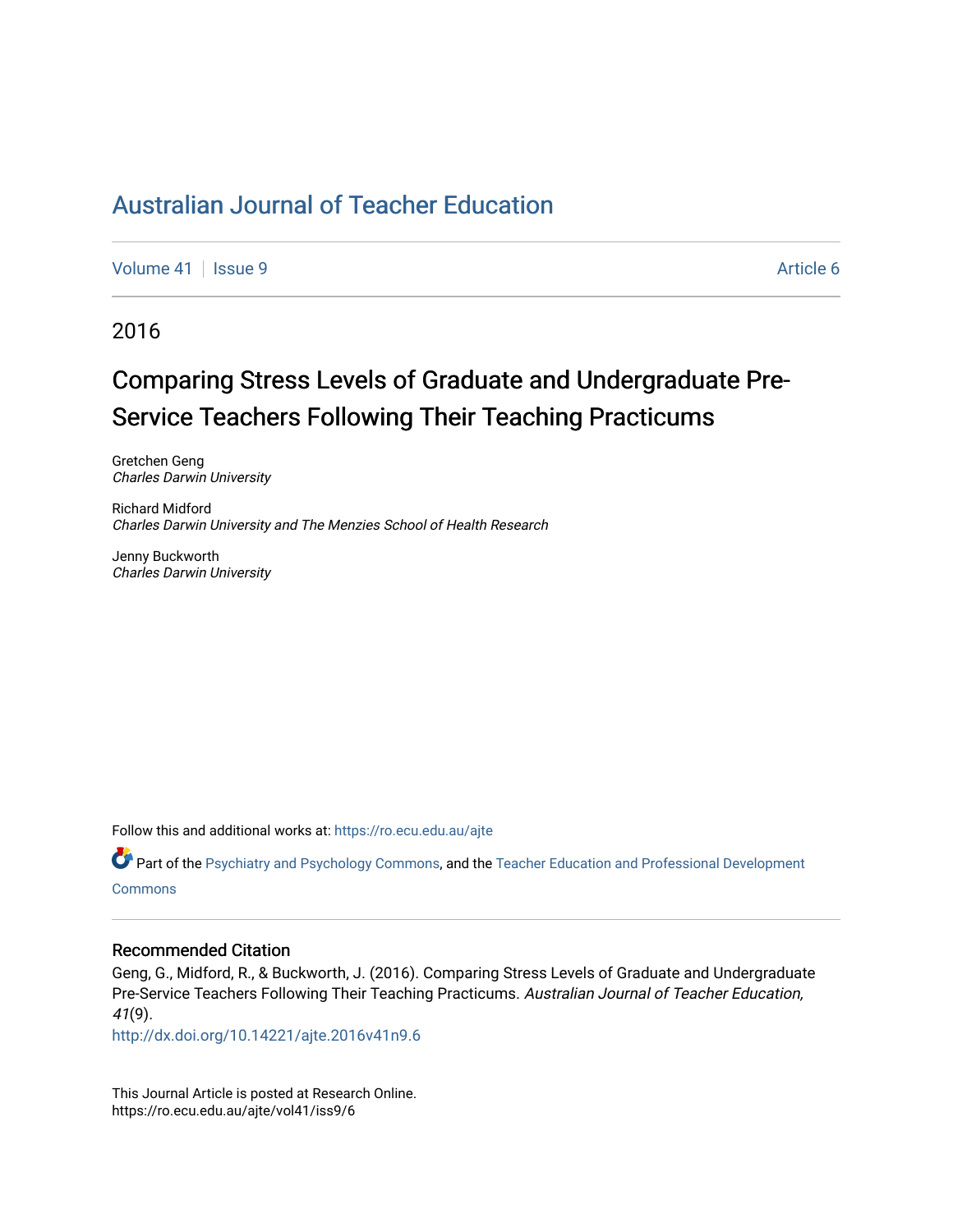# Australian Journal of Teacher Education

Volume 41 | Issue 9 Article 6

2016

## Comparing Stress Levels of Graduate and Undergraduate Pre-Service Teachers Following Their Teaching Practicums

Gretchen Geng
*Charles Darwin University*

Richard Midford
*Charles Darwin University and The Menzies School of Health Research*

Jenny Buckworth
*Charles Darwin University*

Follow this and additional works at: https://ro.ecu.edu.au/ajte

Part of the Psychiatry and Psychology Commons, and the Teacher Education and Professional Development Commons

### Recommended Citation

Geng, G., Midford, R., & Buckworth, J. (2016). Comparing Stress Levels of Graduate and Undergraduate Pre-Service Teachers Following Their Teaching Practicums. *Australian Journal of Teacher Education, 41*(9).
http://dx.doi.org/10.14221/ajte.2016v41n9.6

This Journal Article is posted at Research Online.
https://ro.ecu.edu.au/ajte/vol41/iss9/6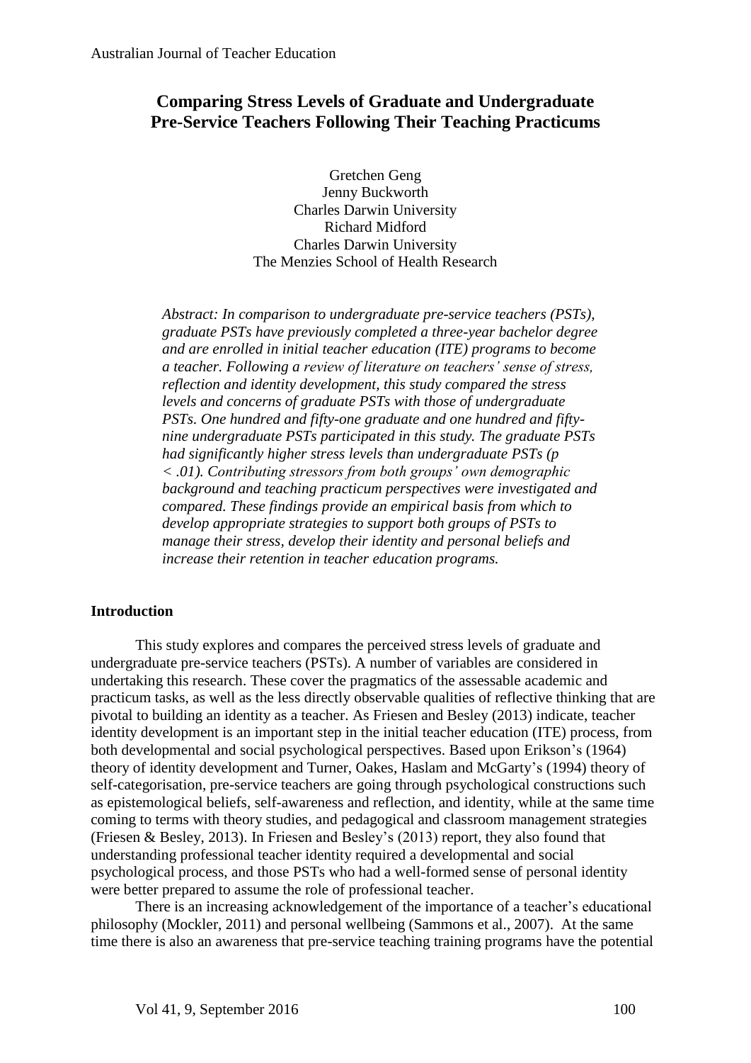# Comparing Stress Levels of Graduate and Undergraduate Pre-Service Teachers Following Their Teaching Practicums

Gretchen Geng  
Jenny Buckworth  
Charles Darwin University  
Richard Midford  
Charles Darwin University  
The Menzies School of Health Research

*Abstract: In comparison to undergraduate pre-service teachers (PSTs), graduate PSTs have previously completed a three-year bachelor degree and are enrolled in initial teacher education (ITE) programs to become a teacher. Following a review of literature on teachers' sense of stress, reflection and identity development, this study compared the stress levels and concerns of graduate PSTs with those of undergraduate PSTs. One hundred and fifty-one graduate and one hundred and fifty-nine undergraduate PSTs participated in this study. The graduate PSTs had significantly higher stress levels than undergraduate PSTs (p < .01). Contributing stressors from both groups' own demographic background and teaching practicum perspectives were investigated and compared. These findings provide an empirical basis from which to develop appropriate strategies to support both groups of PSTs to manage their stress, develop their identity and personal beliefs and increase their retention in teacher education programs.*

## Introduction

This study explores and compares the perceived stress levels of graduate and undergraduate pre-service teachers (PSTs). A number of variables are considered in undertaking this research. These cover the pragmatics of the assessable academic and practicum tasks, as well as the less directly observable qualities of reflective thinking that are pivotal to building an identity as a teacher. As Friesen and Besley (2013) indicate, teacher identity development is an important step in the initial teacher education (ITE) process, from both developmental and social psychological perspectives. Based upon Erikson's (1964) theory of identity development and Turner, Oakes, Haslam and McGarty's (1994) theory of self-categorisation, pre-service teachers are going through psychological constructions such as epistemological beliefs, self-awareness and reflection, and identity, while at the same time coming to terms with theory studies, and pedagogical and classroom management strategies (Friesen & Besley, 2013). In Friesen and Besley's (2013) report, they also found that understanding professional teacher identity required a developmental and social psychological process, and those PSTs who had a well-formed sense of personal identity were better prepared to assume the role of professional teacher.

There is an increasing acknowledgement of the importance of a teacher's educational philosophy (Mockler, 2011) and personal wellbeing (Sammons et al., 2007). At the same time there is also an awareness that pre-service teaching training programs have the potential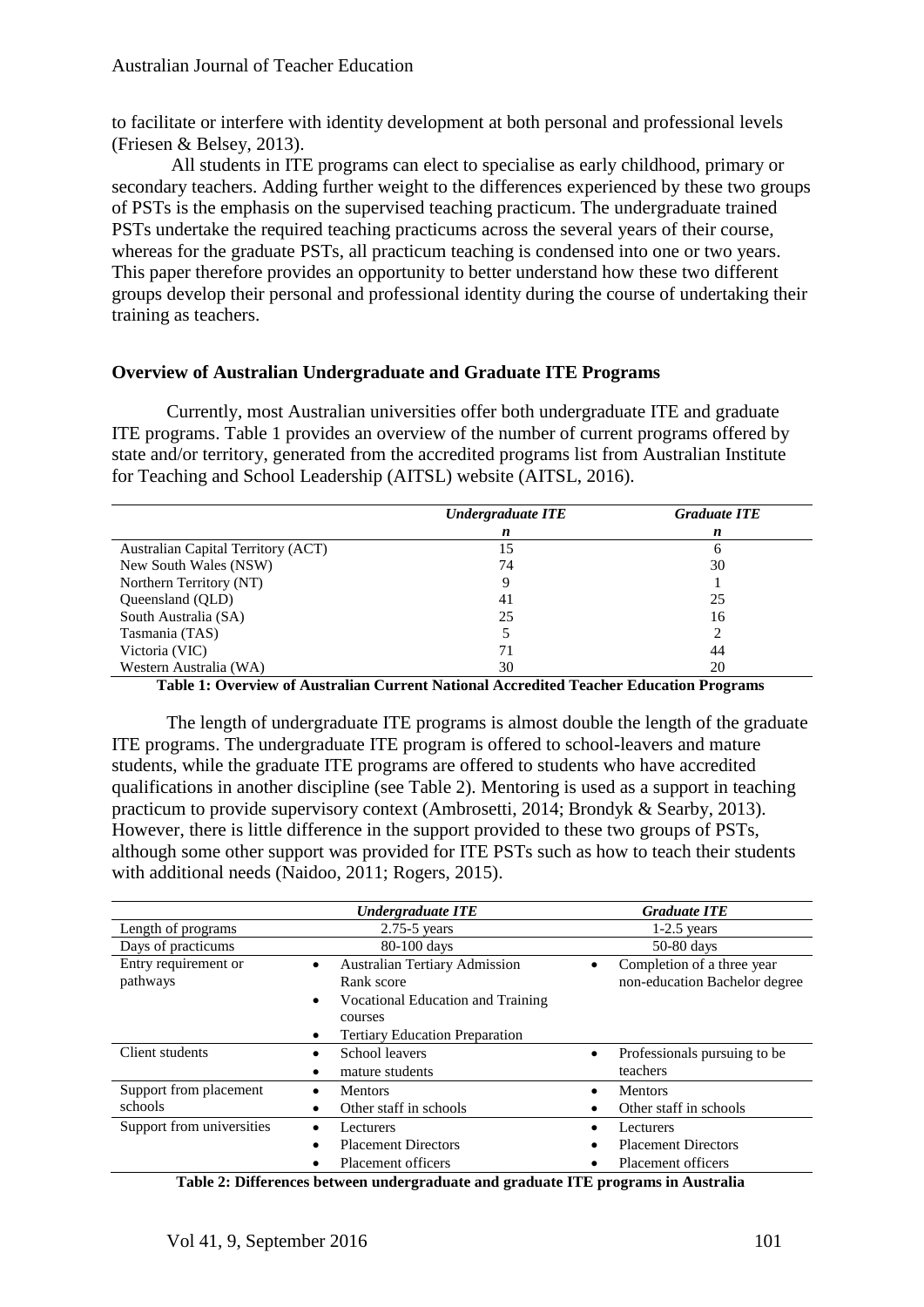to facilitate or interfere with identity development at both personal and professional levels (Friesen & Belsey, 2013).

All students in ITE programs can elect to specialise as early childhood, primary or secondary teachers. Adding further weight to the differences experienced by these two groups of PSTs is the emphasis on the supervised teaching practicum. The undergraduate trained PSTs undertake the required teaching practicums across the several years of their course, whereas for the graduate PSTs, all practicum teaching is condensed into one or two years. This paper therefore provides an opportunity to better understand how these two different groups develop their personal and professional identity during the course of undertaking their training as teachers.

## Overview of Australian Undergraduate and Graduate ITE Programs

Currently, most Australian universities offer both undergraduate ITE and graduate ITE programs. Table 1 provides an overview of the number of current programs offered by state and/or territory, generated from the accredited programs list from Australian Institute for Teaching and School Leadership (AITSL) website (AITSL, 2016).

| | *Undergraduate ITE* | *Graduate ITE* |
|---|---|---|
| | *n* | *n* |
| Australian Capital Territory (ACT) | 15 | 6 |
| New South Wales (NSW) | 74 | 30 |
| Northern Territory (NT) | 9 | 1 |
| Queensland (QLD) | 41 | 25 |
| South Australia (SA) | 25 | 16 |
| Tasmania (TAS) | 5 | 2 |
| Victoria (VIC) | 71 | 44 |
| Western Australia (WA) | 30 | 20 |

**Table 1: Overview of Australian Current National Accredited Teacher Education Programs**

The length of undergraduate ITE programs is almost double the length of the graduate ITE programs. The undergraduate ITE program is offered to school-leavers and mature students, while the graduate ITE programs are offered to students who have accredited qualifications in another discipline (see Table 2). Mentoring is used as a support in teaching practicum to provide supervisory context (Ambrosetti, 2014; Brondyk & Searby, 2013). However, there is little difference in the support provided to these two groups of PSTs, although some other support was provided for ITE PSTs such as how to teach their students with additional needs (Naidoo, 2011; Rogers, 2015).

| | *Undergraduate ITE* | *Graduate ITE* |
|---|---|---|
| Length of programs | 2.75-5 years | 1-2.5 years |
| Days of practicums | 80-100 days | 50-80 days |
| Entry requirement or pathways | • Australian Tertiary Admission Rank score<br>• Vocational Education and Training courses<br>• Tertiary Education Preparation | • Completion of a three year non-education Bachelor degree |
| Client students | • School leavers<br>• mature students | • Professionals pursuing to be teachers |
| Support from placement schools | • Mentors<br>• Other staff in schools | • Mentors<br>• Other staff in schools |
| Support from universities | • Lecturers<br>• Placement Directors<br>• Placement officers | • Lecturers<br>• Placement Directors<br>• Placement officers |

**Table 2: Differences between undergraduate and graduate ITE programs in Australia**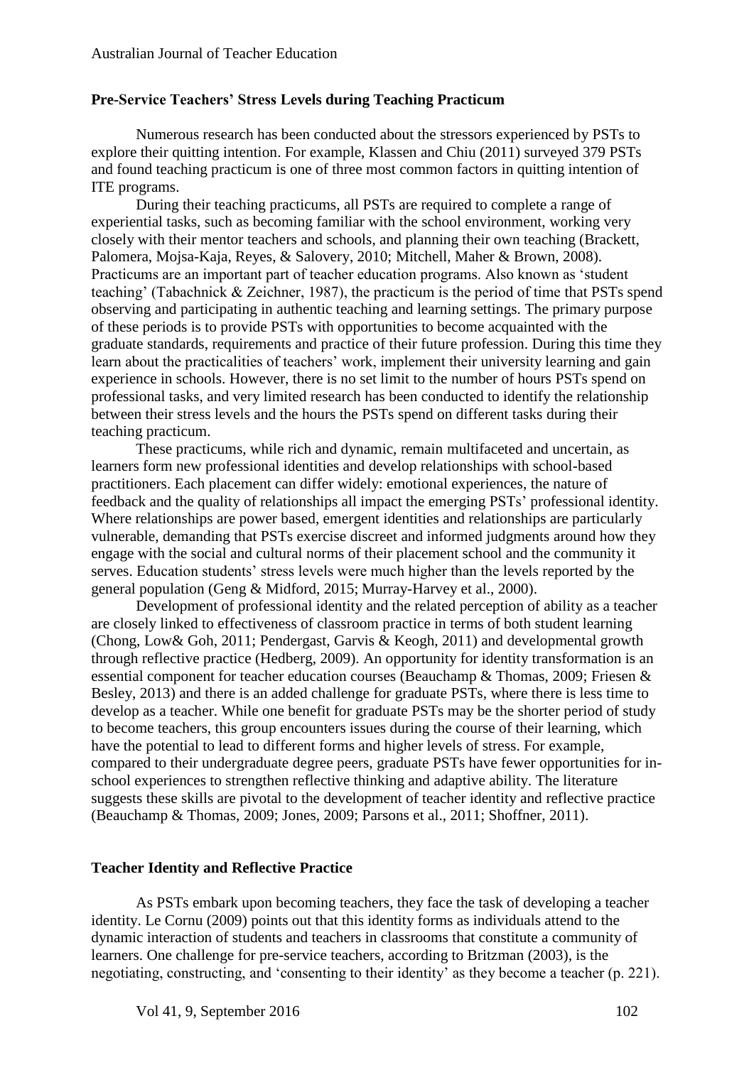## Pre-Service Teachers' Stress Levels during Teaching Practicum

Numerous research has been conducted about the stressors experienced by PSTs to explore their quitting intention. For example, Klassen and Chiu (2011) surveyed 379 PSTs and found teaching practicum is one of three most common factors in quitting intention of ITE programs.

During their teaching practicums, all PSTs are required to complete a range of experiential tasks, such as becoming familiar with the school environment, working very closely with their mentor teachers and schools, and planning their own teaching (Brackett, Palomera, Mojsa-Kaja, Reyes, & Salovery, 2010; Mitchell, Maher & Brown, 2008). Practicums are an important part of teacher education programs. Also known as 'student teaching' (Tabachnick & Zeichner, 1987), the practicum is the period of time that PSTs spend observing and participating in authentic teaching and learning settings. The primary purpose of these periods is to provide PSTs with opportunities to become acquainted with the graduate standards, requirements and practice of their future profession. During this time they learn about the practicalities of teachers' work, implement their university learning and gain experience in schools. However, there is no set limit to the number of hours PSTs spend on professional tasks, and very limited research has been conducted to identify the relationship between their stress levels and the hours the PSTs spend on different tasks during their teaching practicum.

These practicums, while rich and dynamic, remain multifaceted and uncertain, as learners form new professional identities and develop relationships with school-based practitioners. Each placement can differ widely: emotional experiences, the nature of feedback and the quality of relationships all impact the emerging PSTs' professional identity. Where relationships are power based, emergent identities and relationships are particularly vulnerable, demanding that PSTs exercise discreet and informed judgments around how they engage with the social and cultural norms of their placement school and the community it serves. Education students' stress levels were much higher than the levels reported by the general population (Geng & Midford, 2015; Murray-Harvey et al., 2000).

Development of professional identity and the related perception of ability as a teacher are closely linked to effectiveness of classroom practice in terms of both student learning (Chong, Low& Goh, 2011; Pendergast, Garvis & Keogh, 2011) and developmental growth through reflective practice (Hedberg, 2009). An opportunity for identity transformation is an essential component for teacher education courses (Beauchamp & Thomas, 2009; Friesen & Besley, 2013) and there is an added challenge for graduate PSTs, where there is less time to develop as a teacher. While one benefit for graduate PSTs may be the shorter period of study to become teachers, this group encounters issues during the course of their learning, which have the potential to lead to different forms and higher levels of stress. For example, compared to their undergraduate degree peers, graduate PSTs have fewer opportunities for in-school experiences to strengthen reflective thinking and adaptive ability. The literature suggests these skills are pivotal to the development of teacher identity and reflective practice (Beauchamp & Thomas, 2009; Jones, 2009; Parsons et al., 2011; Shoffner, 2011).

## Teacher Identity and Reflective Practice

As PSTs embark upon becoming teachers, they face the task of developing a teacher identity. Le Cornu (2009) points out that this identity forms as individuals attend to the dynamic interaction of students and teachers in classrooms that constitute a community of learners. One challenge for pre-service teachers, according to Britzman (2003), is the negotiating, constructing, and 'consenting to their identity' as they become a teacher (p. 221).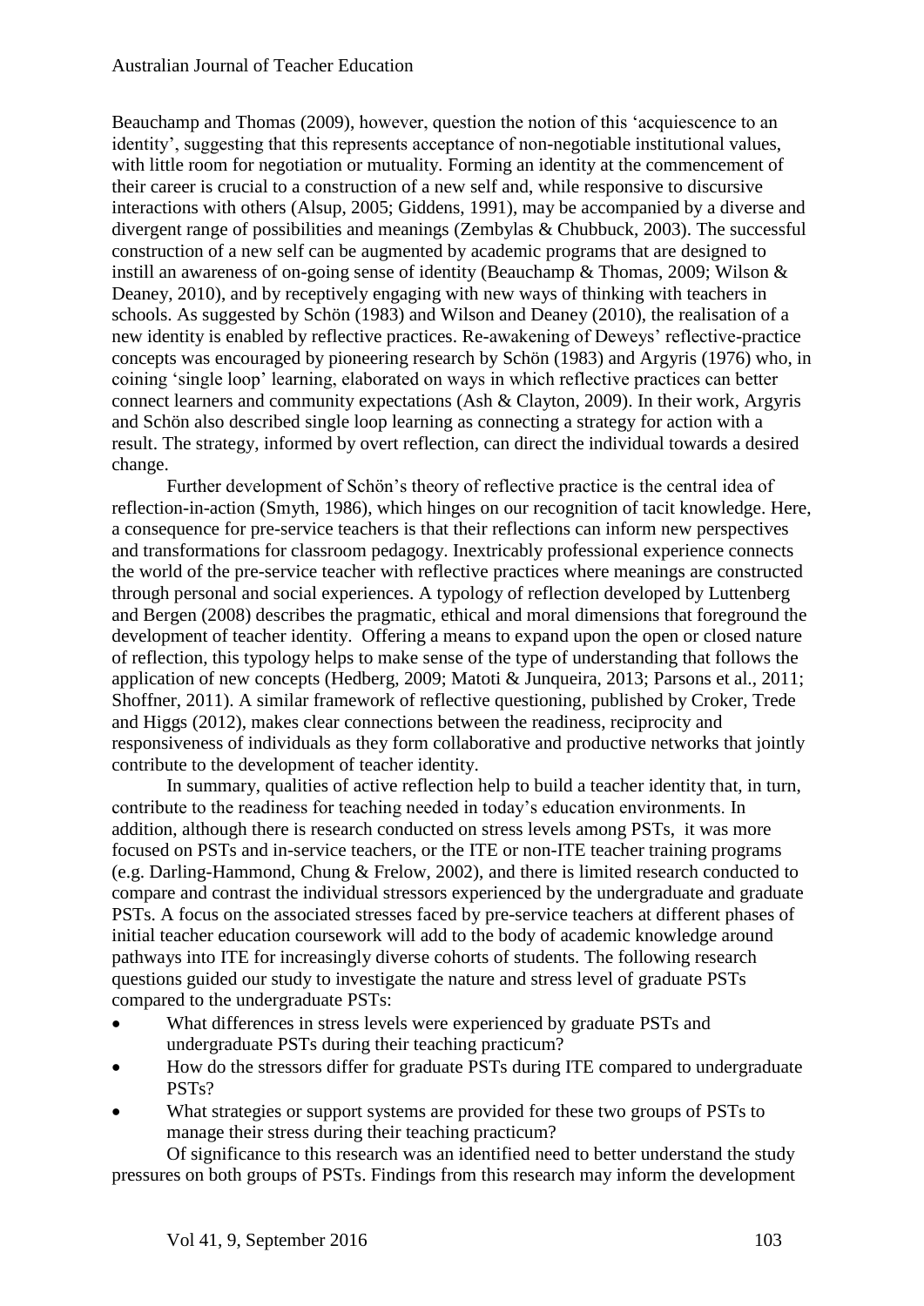Beauchamp and Thomas (2009), however, question the notion of this 'acquiescence to an identity', suggesting that this represents acceptance of non-negotiable institutional values, with little room for negotiation or mutuality. Forming an identity at the commencement of their career is crucial to a construction of a new self and, while responsive to discursive interactions with others (Alsup, 2005; Giddens, 1991), may be accompanied by a diverse and divergent range of possibilities and meanings (Zembylas & Chubbuck, 2003). The successful construction of a new self can be augmented by academic programs that are designed to instill an awareness of on-going sense of identity (Beauchamp & Thomas, 2009; Wilson & Deaney, 2010), and by receptively engaging with new ways of thinking with teachers in schools. As suggested by Schön (1983) and Wilson and Deaney (2010), the realisation of a new identity is enabled by reflective practices. Re-awakening of Deweys' reflective-practice concepts was encouraged by pioneering research by Schön (1983) and Argyris (1976) who, in coining 'single loop' learning, elaborated on ways in which reflective practices can better connect learners and community expectations (Ash & Clayton, 2009). In their work, Argyris and Schön also described single loop learning as connecting a strategy for action with a result. The strategy, informed by overt reflection, can direct the individual towards a desired change.

Further development of Schön's theory of reflective practice is the central idea of reflection-in-action (Smyth, 1986), which hinges on our recognition of tacit knowledge. Here, a consequence for pre-service teachers is that their reflections can inform new perspectives and transformations for classroom pedagogy. Inextricably professional experience connects the world of the pre-service teacher with reflective practices where meanings are constructed through personal and social experiences. A typology of reflection developed by Luttenberg and Bergen (2008) describes the pragmatic, ethical and moral dimensions that foreground the development of teacher identity. Offering a means to expand upon the open or closed nature of reflection, this typology helps to make sense of the type of understanding that follows the application of new concepts (Hedberg, 2009; Matoti & Junqueira, 2013; Parsons et al., 2011; Shoffner, 2011). A similar framework of reflective questioning, published by Croker, Trede and Higgs (2012), makes clear connections between the readiness, reciprocity and responsiveness of individuals as they form collaborative and productive networks that jointly contribute to the development of teacher identity.

In summary, qualities of active reflection help to build a teacher identity that, in turn, contribute to the readiness for teaching needed in today's education environments. In addition, although there is research conducted on stress levels among PSTs, it was more focused on PSTs and in-service teachers, or the ITE or non-ITE teacher training programs (e.g. Darling-Hammond, Chung & Frelow, 2002), and there is limited research conducted to compare and contrast the individual stressors experienced by the undergraduate and graduate PSTs. A focus on the associated stresses faced by pre-service teachers at different phases of initial teacher education coursework will add to the body of academic knowledge around pathways into ITE for increasingly diverse cohorts of students. The following research questions guided our study to investigate the nature and stress level of graduate PSTs compared to the undergraduate PSTs:

- What differences in stress levels were experienced by graduate PSTs and undergraduate PSTs during their teaching practicum?
- How do the stressors differ for graduate PSTs during ITE compared to undergraduate PSTs?
- What strategies or support systems are provided for these two groups of PSTs to manage their stress during their teaching practicum?

Of significance to this research was an identified need to better understand the study pressures on both groups of PSTs. Findings from this research may inform the development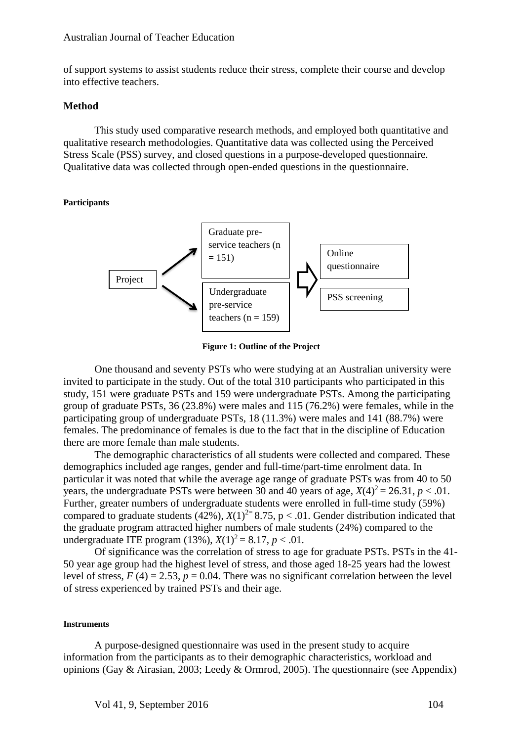of support systems to assist students reduce their stress, complete their course and develop into effective teachers.

## Method

This study used comparative research methods, and employed both quantitative and qualitative research methodologies. Quantitative data was collected using the Perceived Stress Scale (PSS) survey, and closed questions in a purpose-developed questionnaire. Qualitative data was collected through open-ended questions in the questionnaire.

### Participants

Project → Graduate pre-service teachers (n = 151) / Undergraduate pre-service teachers (n = 159) ⇒ Online questionnaire / PSS screening

**Figure 1: Outline of the Project**

One thousand and seventy PSTs who were studying at an Australian university were invited to participate in the study. Out of the total 310 participants who participated in this study, 151 were graduate PSTs and 159 were undergraduate PSTs. Among the participating group of graduate PSTs, 36 (23.8%) were males and 115 (76.2%) were females, while in the participating group of undergraduate PSTs, 18 (11.3%) were males and 141 (88.7%) were females. The predominance of females is due to the fact that in the discipline of Education there are more female than male students.

The demographic characteristics of all students were collected and compared. These demographics included age ranges, gender and full-time/part-time enrolment data. In particular it was noted that while the average age range of graduate PSTs was from 40 to 50 years, the undergraduate PSTs were between 30 and 40 years of age, $X(4)^2 = 26.31$, $p < .01$. Further, greater numbers of undergraduate students were enrolled in full-time study (59%) compared to graduate students (42%), $X(1)^{2=}$ 8.75, $p < .01$. Gender distribution indicated that the graduate program attracted higher numbers of male students (24%) compared to the undergraduate ITE program (13%), $X(1)^2 = 8.17$, $p < .01$.

Of significance was the correlation of stress to age for graduate PSTs. PSTs in the 41-50 year age group had the highest level of stress, and those aged 18-25 years had the lowest level of stress, $F(4) = 2.53$, $p = 0.04$. There was no significant correlation between the level of stress experienced by trained PSTs and their age.

### Instruments

A purpose-designed questionnaire was used in the present study to acquire information from the participants as to their demographic characteristics, workload and opinions (Gay & Airasian, 2003; Leedy & Ormrod, 2005). The questionnaire (see Appendix)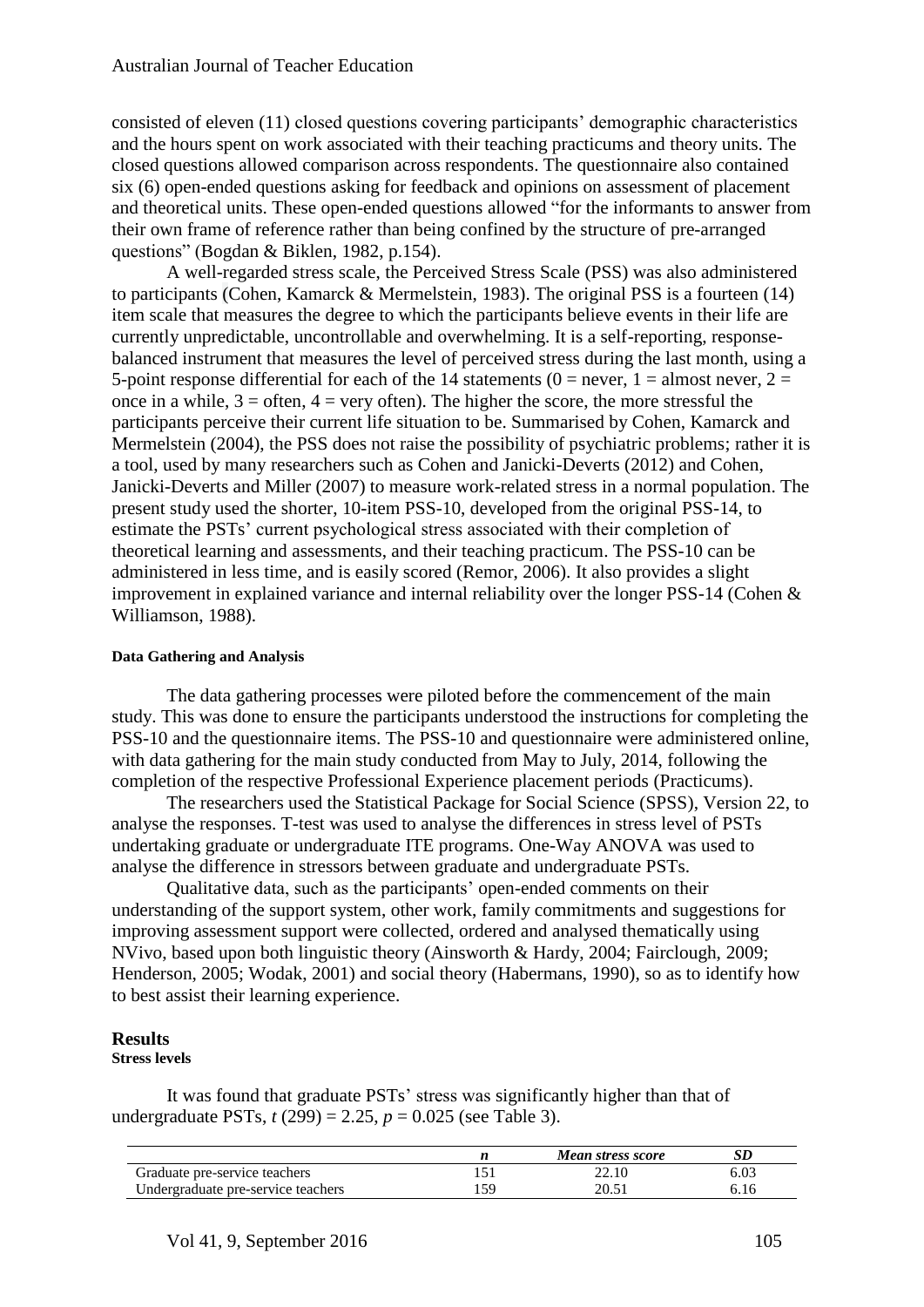consisted of eleven (11) closed questions covering participants' demographic characteristics and the hours spent on work associated with their teaching practicums and theory units. The closed questions allowed comparison across respondents. The questionnaire also contained six (6) open-ended questions asking for feedback and opinions on assessment of placement and theoretical units. These open-ended questions allowed "for the informants to answer from their own frame of reference rather than being confined by the structure of pre-arranged questions" (Bogdan & Biklen, 1982, p.154).

A well-regarded stress scale, the Perceived Stress Scale (PSS) was also administered to participants (Cohen, Kamarck & Mermelstein, 1983). The original PSS is a fourteen (14) item scale that measures the degree to which the participants believe events in their life are currently unpredictable, uncontrollable and overwhelming. It is a self-reporting, response-balanced instrument that measures the level of perceived stress during the last month, using a 5-point response differential for each of the 14 statements (0 = never, 1 = almost never, 2 = once in a while, 3 = often, 4 = very often). The higher the score, the more stressful the participants perceive their current life situation to be. Summarised by Cohen, Kamarck and Mermelstein (2004), the PSS does not raise the possibility of psychiatric problems; rather it is a tool, used by many researchers such as Cohen and Janicki-Deverts (2012) and Cohen, Janicki-Deverts and Miller (2007) to measure work-related stress in a normal population. The present study used the shorter, 10-item PSS-10, developed from the original PSS-14, to estimate the PSTs' current psychological stress associated with their completion of theoretical learning and assessments, and their teaching practicum. The PSS-10 can be administered in less time, and is easily scored (Remor, 2006). It also provides a slight improvement in explained variance and internal reliability over the longer PSS-14 (Cohen & Williamson, 1988).

#### Data Gathering and Analysis

The data gathering processes were piloted before the commencement of the main study. This was done to ensure the participants understood the instructions for completing the PSS-10 and the questionnaire items. The PSS-10 and questionnaire were administered online, with data gathering for the main study conducted from May to July, 2014, following the completion of the respective Professional Experience placement periods (Practicums).

The researchers used the Statistical Package for Social Science (SPSS), Version 22, to analyse the responses. T-test was used to analyse the differences in stress level of PSTs undertaking graduate or undergraduate ITE programs. One-Way ANOVA was used to analyse the difference in stressors between graduate and undergraduate PSTs.

Qualitative data, such as the participants' open-ended comments on their understanding of the support system, other work, family commitments and suggestions for improving assessment support were collected, ordered and analysed thematically using NVivo, based upon both linguistic theory (Ainsworth & Hardy, 2004; Fairclough, 2009; Henderson, 2005; Wodak, 2001) and social theory (Habermans, 1990), so as to identify how to best assist their learning experience.

## Results

#### Stress levels

It was found that graduate PSTs' stress was significantly higher than that of undergraduate PSTs, $t\ (299) = 2.25$, $p = 0.025$ (see Table 3).

| | *n* | *Mean stress score* | *SD* |
|---|---|---|---|
| Graduate pre-service teachers | 151 | 22.10 | 6.03 |
| Undergraduate pre-service teachers | 159 | 20.51 | 6.16 |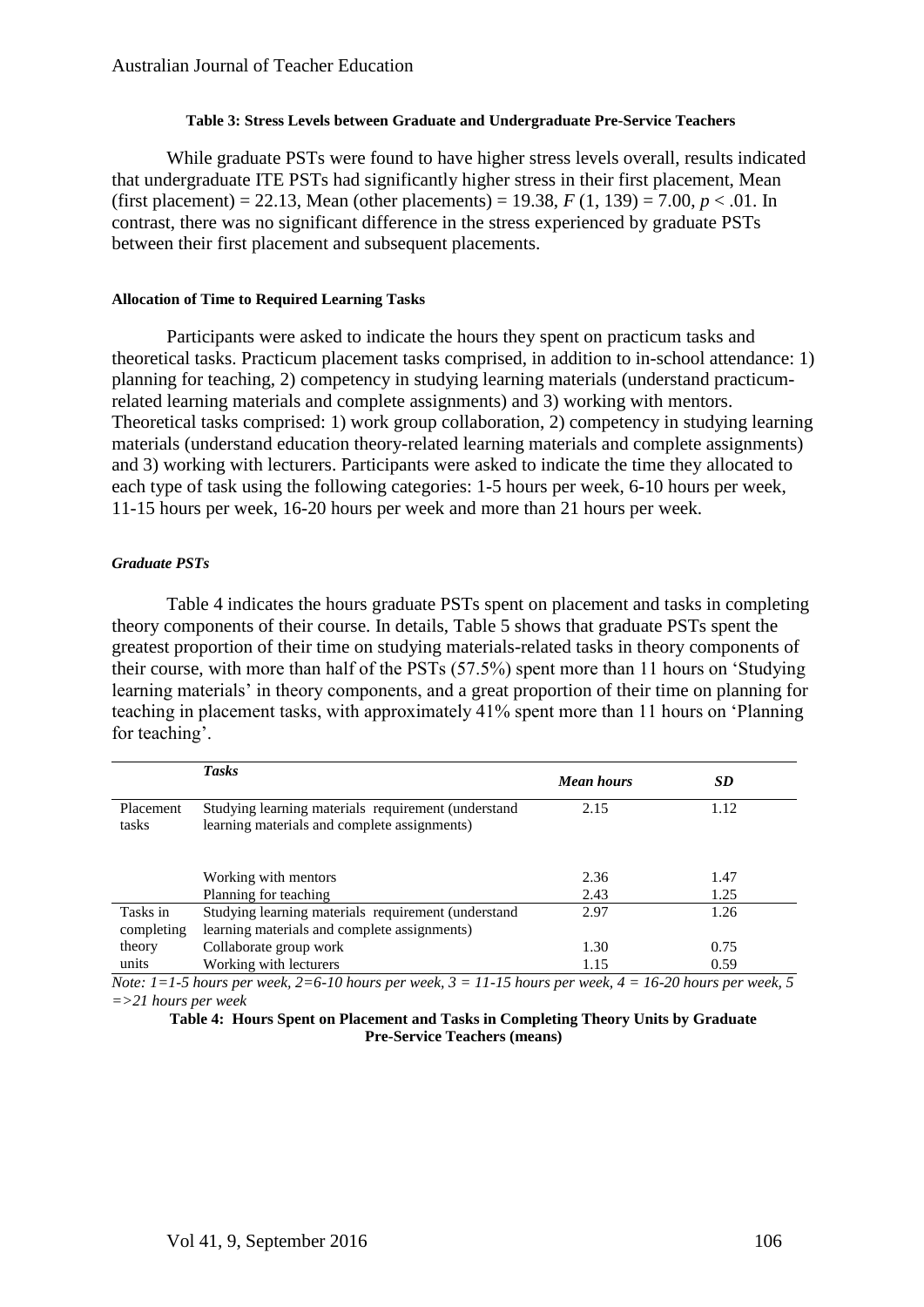**Table 3: Stress Levels between Graduate and Undergraduate Pre-Service Teachers**

While graduate PSTs were found to have higher stress levels overall, results indicated that undergraduate ITE PSTs had significantly higher stress in their first placement, Mean (first placement) = 22.13, Mean (other placements) = 19.38, $F(1, 139) = 7.00$, $p < .01$. In contrast, there was no significant difference in the stress experienced by graduate PSTs between their first placement and subsequent placements.

#### Allocation of Time to Required Learning Tasks

Participants were asked to indicate the hours they spent on practicum tasks and theoretical tasks. Practicum placement tasks comprised, in addition to in-school attendance: 1) planning for teaching, 2) competency in studying learning materials (understand practicum-related learning materials and complete assignments) and 3) working with mentors. Theoretical tasks comprised: 1) work group collaboration, 2) competency in studying learning materials (understand education theory-related learning materials and complete assignments) and 3) working with lecturers. Participants were asked to indicate the time they allocated to each type of task using the following categories: 1-5 hours per week, 6-10 hours per week, 11-15 hours per week, 16-20 hours per week and more than 21 hours per week.

##### *Graduate PSTs*

Table 4 indicates the hours graduate PSTs spent on placement and tasks in completing theory components of their course. In details, Table 5 shows that graduate PSTs spent the greatest proportion of their time on studying materials-related tasks in theory components of their course, with more than half of the PSTs (57.5%) spent more than 11 hours on 'Studying learning materials' in theory components, and a great proportion of their time on planning for teaching in placement tasks, with approximately 41% spent more than 11 hours on 'Planning for teaching'.

| | *Tasks* | *Mean hours* | *SD* |
|---|---|---|---|
| Placement tasks | Studying learning materials requirement (understand learning materials and complete assignments) | 2.15 | 1.12 |
| | Working with mentors | 2.36 | 1.47 |
| | Planning for teaching | 2.43 | 1.25 |
| Tasks in completing theory units | Studying learning materials requirement (understand learning materials and complete assignments) | 2.97 | 1.26 |
| | Collaborate group work | 1.30 | 0.75 |
| | Working with lecturers | 1.15 | 0.59 |

*Note: 1=1-5 hours per week, 2=6-10 hours per week, 3 = 11-15 hours per week, 4 = 16-20 hours per week, 5 =>21 hours per week*

**Table 4: Hours Spent on Placement and Tasks in Completing Theory Units by Graduate Pre-Service Teachers (means)**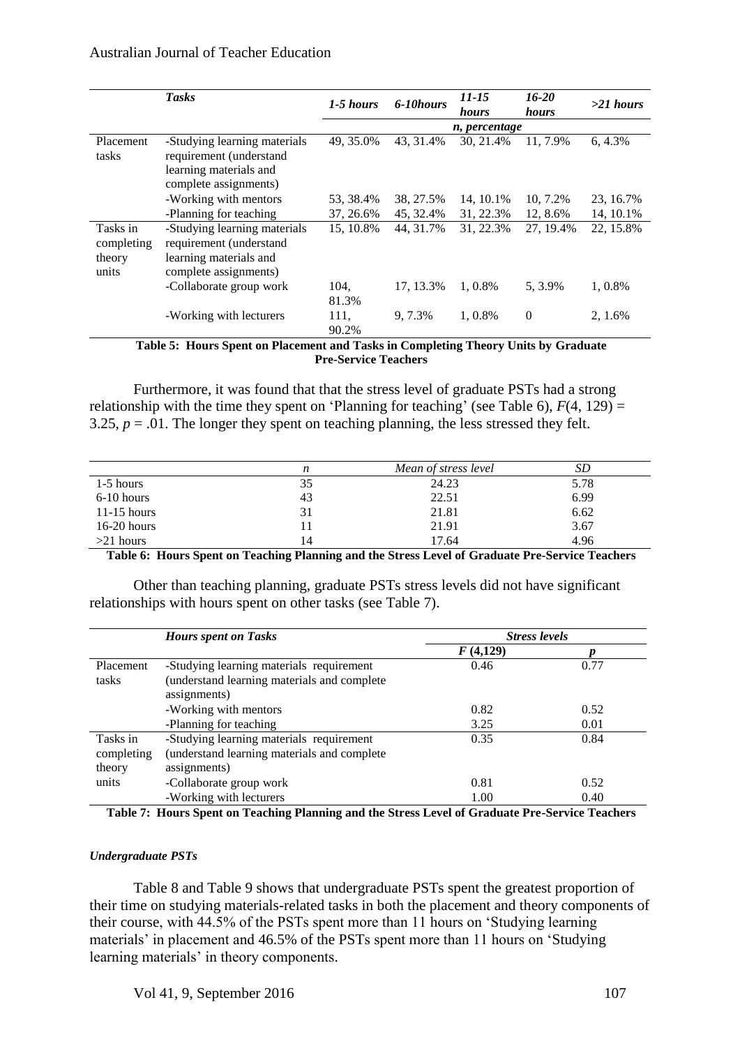| | *Tasks* | *1-5 hours* | *6-10hours* | *11-15 hours* | *16-20 hours* | *>21 hours* |
|---|---|---|---|---|---|---|
| | | *n, percentage* | | | | |
| Placement tasks | -Studying learning materials requirement (understand learning materials and complete assignments) | 49, 35.0% | 43, 31.4% | 30, 21.4% | 11, 7.9% | 6, 4.3% |
| | -Working with mentors | 53, 38.4% | 38, 27.5% | 14, 10.1% | 10, 7.2% | 23, 16.7% |
| | -Planning for teaching | 37, 26.6% | 45, 32.4% | 31, 22.3% | 12, 8.6% | 14, 10.1% |
| Tasks in completing theory units | -Studying learning materials requirement (understand learning materials and complete assignments) | 15, 10.8% | 44, 31.7% | 31, 22.3% | 27, 19.4% | 22, 15.8% |
| | -Collaborate group work | 104, 81.3% | 17, 13.3% | 1, 0.8% | 5, 3.9% | 1, 0.8% |
| | -Working with lecturers | 111, 90.2% | 9, 7.3% | 1, 0.8% | 0 | 2, 1.6% |

**Table 5: Hours Spent on Placement and Tasks in Completing Theory Units by Graduate Pre-Service Teachers**

Furthermore, it was found that that the stress level of graduate PSTs had a strong relationship with the time they spent on 'Planning for teaching' (see Table 6), $F(4, 129) = 3.25$, $p = .01$. The longer they spent on teaching planning, the less stressed they felt.

| | *n* | *Mean of stress level* | *SD* |
|---|---|---|---|
| 1-5 hours | 35 | 24.23 | 5.78 |
| 6-10 hours | 43 | 22.51 | 6.99 |
| 11-15 hours | 31 | 21.81 | 6.62 |
| 16-20 hours | 11 | 21.91 | 3.67 |
| >21 hours | 14 | 17.64 | 4.96 |

**Table 6: Hours Spent on Teaching Planning and the Stress Level of Graduate Pre-Service Teachers**

Other than teaching planning, graduate PSTs stress levels did not have significant relationships with hours spent on other tasks (see Table 7).

| | *Hours spent on Tasks* | *Stress levels* | |
|---|---|---|---|
| | | $F$ (4,129) | $p$ |
| Placement tasks | -Studying learning materials requirement (understand learning materials and complete assignments) | 0.46 | 0.77 |
| | -Working with mentors | 0.82 | 0.52 |
| | -Planning for teaching | 3.25 | 0.01 |
| Tasks in completing theory units | -Studying learning materials requirement (understand learning materials and complete assignments) | 0.35 | 0.84 |
| | -Collaborate group work | 0.81 | 0.52 |
| | -Working with lecturers | 1.00 | 0.40 |

**Table 7: Hours Spent on Teaching Planning and the Stress Level of Graduate Pre-Service Teachers**

#### *Undergraduate PSTs*

Table 8 and Table 9 shows that undergraduate PSTs spent the greatest proportion of their time on studying materials-related tasks in both the placement and theory components of their course, with 44.5% of the PSTs spent more than 11 hours on 'Studying learning materials' in placement and 46.5% of the PSTs spent more than 11 hours on 'Studying learning materials' in theory components.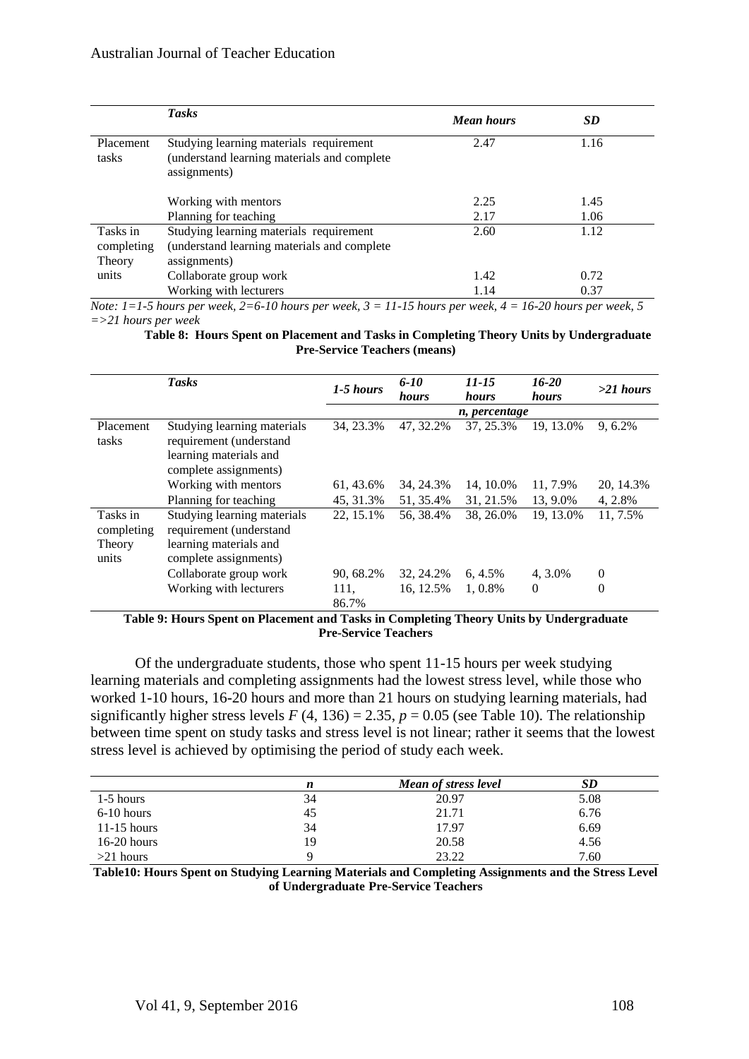| | *Tasks* | *Mean hours* | *SD* |
|---|---|---|---|
| Placement tasks | Studying learning materials requirement (understand learning materials and complete assignments) | 2.47 | 1.16 |
| | Working with mentors | 2.25 | 1.45 |
| | Planning for teaching | 2.17 | 1.06 |
| Tasks in completing Theory units | Studying learning materials requirement (understand learning materials and complete assignments) | 2.60 | 1.12 |
| | Collaborate group work | 1.42 | 0.72 |
| | Working with lecturers | 1.14 | 0.37 |

*Note: 1=1-5 hours per week, 2=6-10 hours per week, 3 = 11-15 hours per week, 4 = 16-20 hours per week, 5 =>21 hours per week*

**Table 8: Hours Spent on Placement and Tasks in Completing Theory Units by Undergraduate Pre-Service Teachers (means)**

| | *Tasks* | *1-5 hours* | *6-10 hours* | *11-15 hours* | *16-20 hours* | *>21 hours* |
|---|---|---|---|---|---|---|
| | | *n, percentage* | | | | |
| Placement tasks | Studying learning materials requirement (understand learning materials and complete assignments) | 34, 23.3% | 47, 32.2% | 37, 25.3% | 19, 13.0% | 9, 6.2% |
| | Working with mentors | 61, 43.6% | 34, 24.3% | 14, 10.0% | 11, 7.9% | 20, 14.3% |
| | Planning for teaching | 45, 31.3% | 51, 35.4% | 31, 21.5% | 13, 9.0% | 4, 2.8% |
| Tasks in completing Theory units | Studying learning materials requirement (understand learning materials and complete assignments) | 22, 15.1% | 56, 38.4% | 38, 26.0% | 19, 13.0% | 11, 7.5% |
| | Collaborate group work | 90, 68.2% | 32, 24.2% | 6, 4.5% | 4, 3.0% | 0 |
| | Working with lecturers | 111, 86.7% | 16, 12.5% | 1, 0.8% | 0 | 0 |

**Table 9: Hours Spent on Placement and Tasks in Completing Theory Units by Undergraduate Pre-Service Teachers**

Of the undergraduate students, those who spent 11-15 hours per week studying learning materials and completing assignments had the lowest stress level, while those who worked 1-10 hours, 16-20 hours and more than 21 hours on studying learning materials, had significantly higher stress levels $F(4, 136) = 2.35$, $p = 0.05$ (see Table 10). The relationship between time spent on study tasks and stress level is not linear; rather it seems that the lowest stress level is achieved by optimising the period of study each week.

| | *n* | *Mean of stress level* | *SD* |
|---|---|---|---|
| 1-5 hours | 34 | 20.97 | 5.08 |
| 6-10 hours | 45 | 21.71 | 6.76 |
| 11-15 hours | 34 | 17.97 | 6.69 |
| 16-20 hours | 19 | 20.58 | 4.56 |
| >21 hours | 9 | 23.22 | 7.60 |

**Table10: Hours Spent on Studying Learning Materials and Completing Assignments and the Stress Level of Undergraduate Pre-Service Teachers**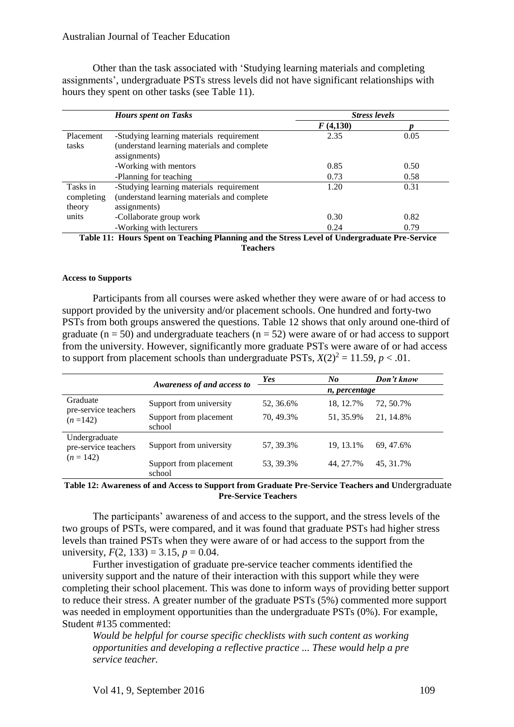Other than the task associated with 'Studying learning materials and completing assignments', undergraduate PSTs stress levels did not have significant relationships with hours they spent on other tasks (see Table 11).

| | *Hours spent on Tasks* | *Stress levels* | |
|---|---|---|---|
| | | *F* (4,130) | *p* |
| Placement tasks | -Studying learning materials requirement (understand learning materials and complete assignments) | 2.35 | 0.05 |
| | -Working with mentors | 0.85 | 0.50 |
| | -Planning for teaching | 0.73 | 0.58 |
| Tasks in completing theory units | -Studying learning materials requirement (understand learning materials and complete assignments) | 1.20 | 0.31 |
| | -Collaborate group work | 0.30 | 0.82 |
| | -Working with lecturers | 0.24 | 0.79 |

**Table 11: Hours Spent on Teaching Planning and the Stress Level of Undergraduate Pre-Service Teachers**

#### Access to Supports

Participants from all courses were asked whether they were aware of or had access to support provided by the university and/or placement schools. One hundred and forty-two PSTs from both groups answered the questions. Table 12 shows that only around one-third of graduate (n = 50) and undergraduate teachers (n = 52) were aware of or had access to support from the university. However, significantly more graduate PSTs were aware of or had access to support from placement schools than undergraduate PSTs, $X(2)^2 = 11.59$, $p < .01$.

| | *Awareness of and access to* | *Yes* | *No* | *Don't know* |
|---|---|---|---|---|
| | | *n, percentage* | | |
| Graduate pre-service teachers ($n$ =142) | Support from university | 52, 36.6% | 18, 12.7% | 72, 50.7% |
| | Support from placement school | 70, 49.3% | 51, 35.9% | 21, 14.8% |
| Undergraduate pre-service teachers ($n$ = 142) | Support from university | 57, 39.3% | 19, 13.1% | 69, 47.6% |
| | Support from placement school | 53, 39.3% | 44, 27.7% | 45, 31.7% |

**Table 12: Awareness of and Access to Support from Graduate Pre-Service Teachers and Undergraduate Pre-Service Teachers**

The participants' awareness of and access to the support, and the stress levels of the two groups of PSTs, were compared, and it was found that graduate PSTs had higher stress levels than trained PSTs when they were aware of or had access to the support from the university, $F(2, 133) = 3.15$, $p = 0.04$.

Further investigation of graduate pre-service teacher comments identified the university support and the nature of their interaction with this support while they were completing their school placement. This was done to inform ways of providing better support to reduce their stress. A greater number of the graduate PSTs (5%) commented more support was needed in employment opportunities than the undergraduate PSTs (0%). For example, Student #135 commented:

> *Would be helpful for course specific checklists with such content as working opportunities and developing a reflective practice ... These would help a pre service teacher.*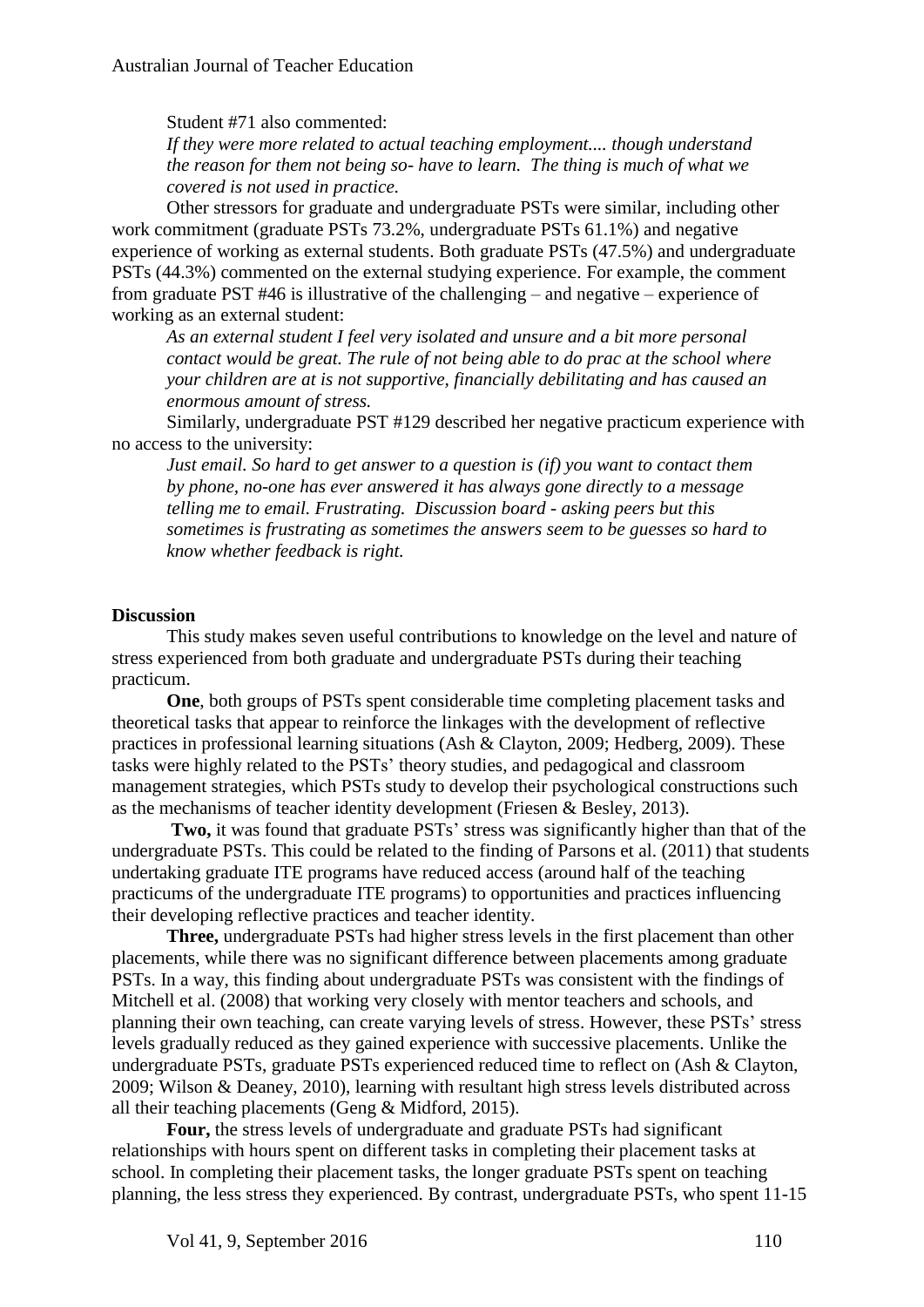Student #71 also commented:

*If they were more related to actual teaching employment.... though understand the reason for them not being so- have to learn. The thing is much of what we covered is not used in practice.*

Other stressors for graduate and undergraduate PSTs were similar, including other work commitment (graduate PSTs 73.2%, undergraduate PSTs 61.1%) and negative experience of working as external students. Both graduate PSTs (47.5%) and undergraduate PSTs (44.3%) commented on the external studying experience. For example, the comment from graduate PST #46 is illustrative of the challenging – and negative – experience of working as an external student:

*As an external student I feel very isolated and unsure and a bit more personal contact would be great. The rule of not being able to do prac at the school where your children are at is not supportive, financially debilitating and has caused an enormous amount of stress.*

Similarly, undergraduate PST #129 described her negative practicum experience with no access to the university:

*Just email. So hard to get answer to a question is (if) you want to contact them by phone, no-one has ever answered it has always gone directly to a message telling me to email. Frustrating. Discussion board - asking peers but this sometimes is frustrating as sometimes the answers seem to be guesses so hard to know whether feedback is right.*

## Discussion

This study makes seven useful contributions to knowledge on the level and nature of stress experienced from both graduate and undergraduate PSTs during their teaching practicum.

**One**, both groups of PSTs spent considerable time completing placement tasks and theoretical tasks that appear to reinforce the linkages with the development of reflective practices in professional learning situations (Ash & Clayton, 2009; Hedberg, 2009). These tasks were highly related to the PSTs' theory studies, and pedagogical and classroom management strategies, which PSTs study to develop their psychological constructions such as the mechanisms of teacher identity development (Friesen & Besley, 2013).

**Two,** it was found that graduate PSTs' stress was significantly higher than that of the undergraduate PSTs. This could be related to the finding of Parsons et al. (2011) that students undertaking graduate ITE programs have reduced access (around half of the teaching practicums of the undergraduate ITE programs) to opportunities and practices influencing their developing reflective practices and teacher identity.

**Three,** undergraduate PSTs had higher stress levels in the first placement than other placements, while there was no significant difference between placements among graduate PSTs. In a way, this finding about undergraduate PSTs was consistent with the findings of Mitchell et al. (2008) that working very closely with mentor teachers and schools, and planning their own teaching, can create varying levels of stress. However, these PSTs' stress levels gradually reduced as they gained experience with successive placements. Unlike the undergraduate PSTs, graduate PSTs experienced reduced time to reflect on (Ash & Clayton, 2009; Wilson & Deaney, 2010), learning with resultant high stress levels distributed across all their teaching placements (Geng & Midford, 2015).

**Four,** the stress levels of undergraduate and graduate PSTs had significant relationships with hours spent on different tasks in completing their placement tasks at school. In completing their placement tasks, the longer graduate PSTs spent on teaching planning, the less stress they experienced. By contrast, undergraduate PSTs, who spent 11-15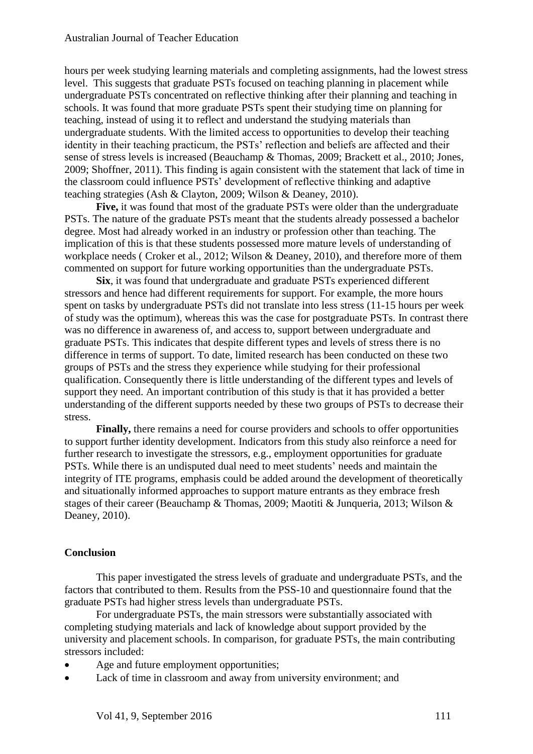hours per week studying learning materials and completing assignments, had the lowest stress level. This suggests that graduate PSTs focused on teaching planning in placement while undergraduate PSTs concentrated on reflective thinking after their planning and teaching in schools. It was found that more graduate PSTs spent their studying time on planning for teaching, instead of using it to reflect and understand the studying materials than undergraduate students. With the limited access to opportunities to develop their teaching identity in their teaching practicum, the PSTs' reflection and beliefs are affected and their sense of stress levels is increased (Beauchamp & Thomas, 2009; Brackett et al., 2010; Jones, 2009; Shoffner, 2011). This finding is again consistent with the statement that lack of time in the classroom could influence PSTs' development of reflective thinking and adaptive teaching strategies (Ash & Clayton, 2009; Wilson & Deaney, 2010).

**Five,** it was found that most of the graduate PSTs were older than the undergraduate PSTs. The nature of the graduate PSTs meant that the students already possessed a bachelor degree. Most had already worked in an industry or profession other than teaching. The implication of this is that these students possessed more mature levels of understanding of workplace needs ( Croker et al., 2012; Wilson & Deaney, 2010), and therefore more of them commented on support for future working opportunities than the undergraduate PSTs.

**Six**, it was found that undergraduate and graduate PSTs experienced different stressors and hence had different requirements for support. For example, the more hours spent on tasks by undergraduate PSTs did not translate into less stress (11-15 hours per week of study was the optimum), whereas this was the case for postgraduate PSTs. In contrast there was no difference in awareness of, and access to, support between undergraduate and graduate PSTs. This indicates that despite different types and levels of stress there is no difference in terms of support. To date, limited research has been conducted on these two groups of PSTs and the stress they experience while studying for their professional qualification. Consequently there is little understanding of the different types and levels of support they need. An important contribution of this study is that it has provided a better understanding of the different supports needed by these two groups of PSTs to decrease their stress.

**Finally,** there remains a need for course providers and schools to offer opportunities to support further identity development. Indicators from this study also reinforce a need for further research to investigate the stressors, e.g., employment opportunities for graduate PSTs. While there is an undisputed dual need to meet students' needs and maintain the integrity of ITE programs, emphasis could be added around the development of theoretically and situationally informed approaches to support mature entrants as they embrace fresh stages of their career (Beauchamp & Thomas, 2009; Maotiti & Junqueria, 2013; Wilson & Deaney, 2010).

## Conclusion

This paper investigated the stress levels of graduate and undergraduate PSTs, and the factors that contributed to them. Results from the PSS-10 and questionnaire found that the graduate PSTs had higher stress levels than undergraduate PSTs.

For undergraduate PSTs, the main stressors were substantially associated with completing studying materials and lack of knowledge about support provided by the university and placement schools. In comparison, for graduate PSTs, the main contributing stressors included:

- Age and future employment opportunities;
- Lack of time in classroom and away from university environment; and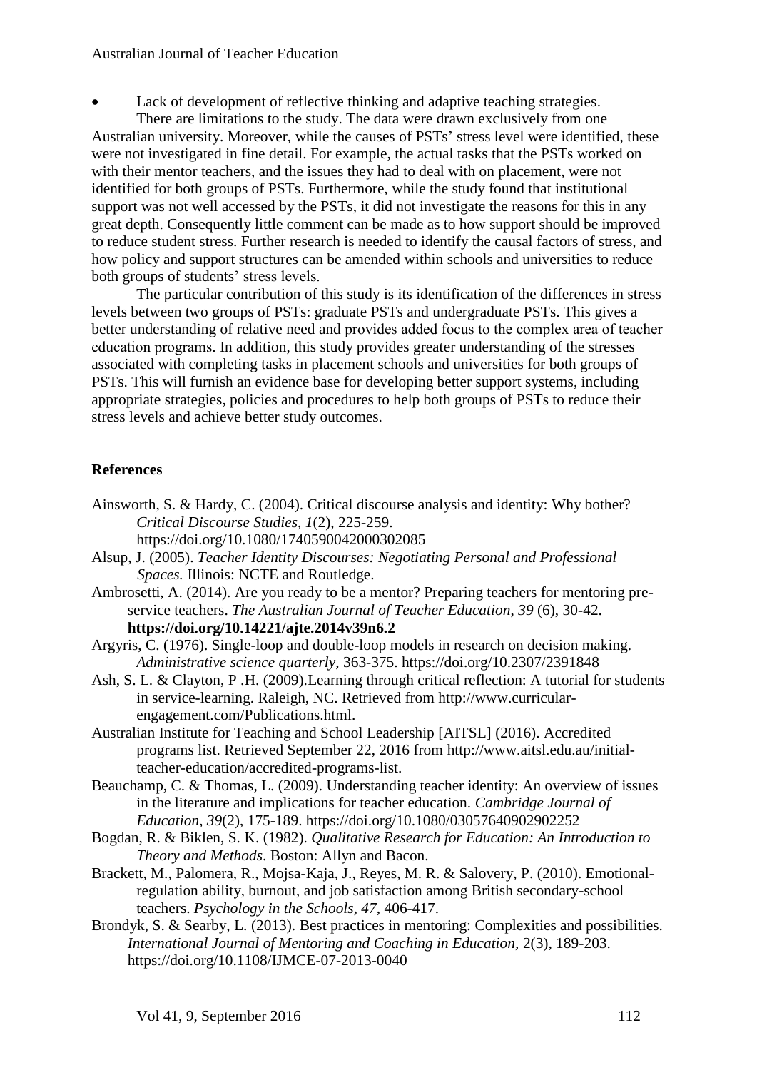- Lack of development of reflective thinking and adaptive teaching strategies.

There are limitations to the study. The data were drawn exclusively from one Australian university. Moreover, while the causes of PSTs' stress level were identified, these were not investigated in fine detail. For example, the actual tasks that the PSTs worked on with their mentor teachers, and the issues they had to deal with on placement, were not identified for both groups of PSTs. Furthermore, while the study found that institutional support was not well accessed by the PSTs, it did not investigate the reasons for this in any great depth. Consequently little comment can be made as to how support should be improved to reduce student stress. Further research is needed to identify the causal factors of stress, and how policy and support structures can be amended within schools and universities to reduce both groups of students' stress levels.

The particular contribution of this study is its identification of the differences in stress levels between two groups of PSTs: graduate PSTs and undergraduate PSTs. This gives a better understanding of relative need and provides added focus to the complex area of teacher education programs. In addition, this study provides greater understanding of the stresses associated with completing tasks in placement schools and universities for both groups of PSTs. This will furnish an evidence base for developing better support systems, including appropriate strategies, policies and procedures to help both groups of PSTs to reduce their stress levels and achieve better study outcomes.

**References**

Ainsworth, S. & Hardy, C. (2004). Critical discourse analysis and identity: Why bother? *Critical Discourse Studies*, *1*(2), 225-259. https://doi.org/10.1080/1740590042000302085

Alsup, J. (2005). *Teacher Identity Discourses: Negotiating Personal and Professional Spaces.* Illinois: NCTE and Routledge.

Ambrosetti, A. (2014). Are you ready to be a mentor? Preparing teachers for mentoring pre-service teachers. *The Australian Journal of Teacher Education*, *39* (6), 30-42. **https://doi.org/10.14221/ajte.2014v39n6.2**

Argyris, C. (1976). Single-loop and double-loop models in research on decision making. *Administrative science quarterly*, 363-375. https://doi.org/10.2307/2391848

Ash, S. L. & Clayton, P .H. (2009).Learning through critical reflection: A tutorial for students in service-learning. Raleigh, NC. Retrieved from http://www.curricular-engagement.com/Publications.html.

Australian Institute for Teaching and School Leadership [AITSL] (2016). Accredited programs list. Retrieved September 22, 2016 from http://www.aitsl.edu.au/initial-teacher-education/accredited-programs-list.

Beauchamp, C. & Thomas, L. (2009). Understanding teacher identity: An overview of issues in the literature and implications for teacher education. *Cambridge Journal of Education*, *39*(2), 175-189. https://doi.org/10.1080/03057640902902252

Bogdan, R. & Biklen, S. K. (1982). *Qualitative Research for Education: An Introduction to Theory and Methods*. Boston: Allyn and Bacon.

Brackett, M., Palomera, R., Mojsa-Kaja, J., Reyes, M. R. & Salovery, P. (2010). Emotional-regulation ability, burnout, and job satisfaction among British secondary-school teachers. *Psychology in the Schools*, *47*, 406-417.

Brondyk, S. & Searby, L. (2013). Best practices in mentoring: Complexities and possibilities. *International Journal of Mentoring and Coaching in Education,* 2(3), 189-203. https://doi.org/10.1108/IJMCE-07-2013-0040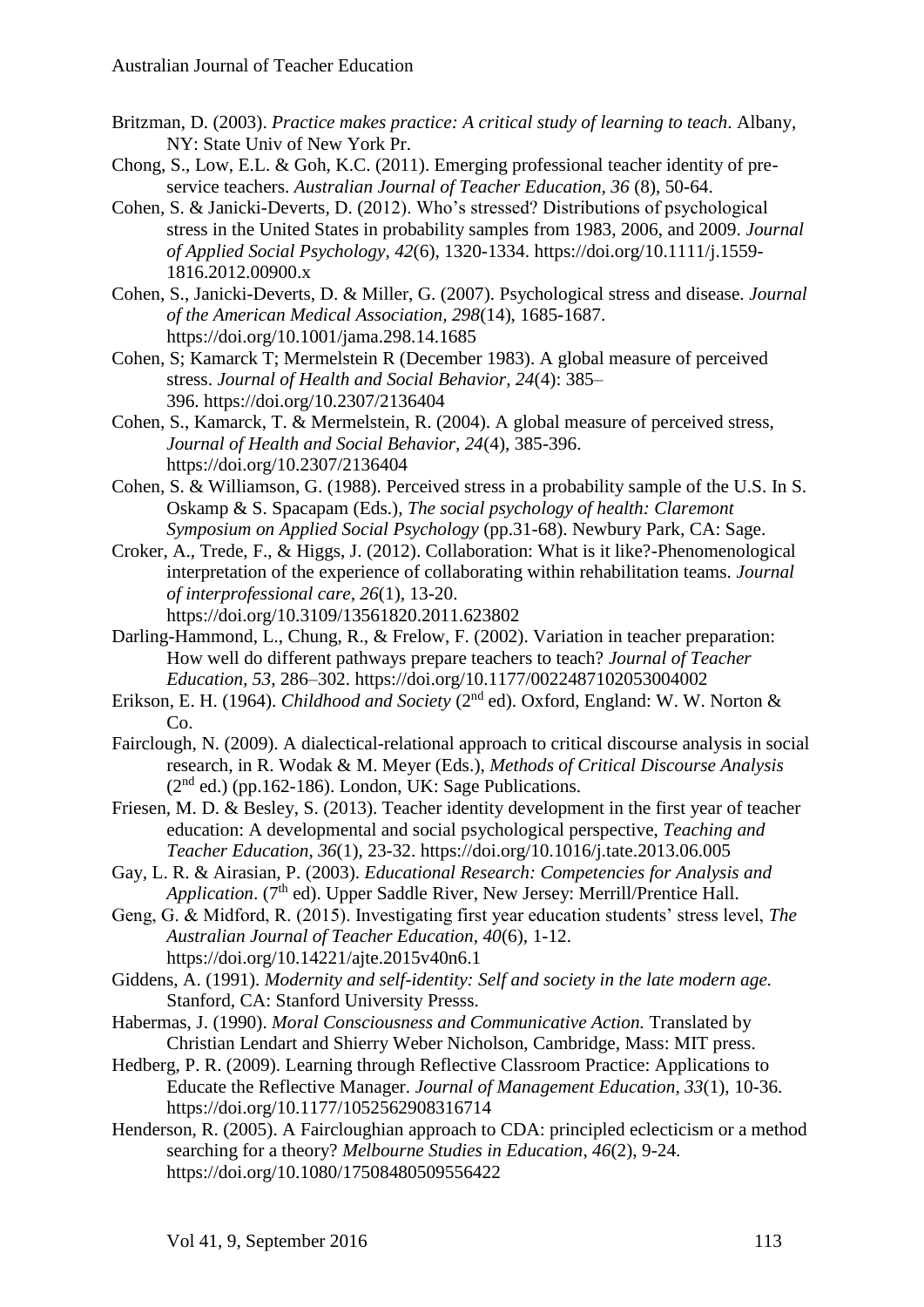Britzman, D. (2003). *Practice makes practice: A critical study of learning to teach*. Albany, NY: State Univ of New York Pr.

Chong, S., Low, E.L. & Goh, K.C. (2011). Emerging professional teacher identity of pre-service teachers. *Australian Journal of Teacher Education, 36* (8), 50-64.

Cohen, S. & Janicki-Deverts, D. (2012). Who's stressed? Distributions of psychological stress in the United States in probability samples from 1983, 2006, and 2009. *Journal of Applied Social Psychology*, *42*(6), 1320-1334. https://doi.org/10.1111/j.1559-1816.2012.00900.x

Cohen, S., Janicki-Deverts, D. & Miller, G. (2007). Psychological stress and disease. *Journal of the American Medical Association, 298*(14), 1685-1687. https://doi.org/10.1001/jama.298.14.1685

Cohen, S; Kamarck T; Mermelstein R (December 1983). A global measure of perceived stress. *Journal of Health and Social Behavior*, *24*(4): 385–396. https://doi.org/10.2307/2136404

Cohen, S., Kamarck, T. & Mermelstein, R. (2004). A global measure of perceived stress, *Journal of Health and Social Behavior*, *24*(4), 385-396. https://doi.org/10.2307/2136404

Cohen, S. & Williamson, G. (1988). Perceived stress in a probability sample of the U.S. In S. Oskamp & S. Spacapam (Eds.), *The social psychology of health: Claremont Symposium on Applied Social Psychology* (pp.31-68). Newbury Park, CA: Sage.

Croker, A., Trede, F., & Higgs, J. (2012). Collaboration: What is it like?-Phenomenological interpretation of the experience of collaborating within rehabilitation teams. *Journal of interprofessional care*, *26*(1), 13-20. https://doi.org/10.3109/13561820.2011.623802

Darling-Hammond, L., Chung, R., & Frelow, F. (2002). Variation in teacher preparation: How well do different pathways prepare teachers to teach? *Journal of Teacher Education*, *53*, 286–302. https://doi.org/10.1177/0022487102053004002

Erikson, E. H. (1964). *Childhood and Society* (2nd ed). Oxford, England: W. W. Norton & Co.

Fairclough, N. (2009). A dialectical-relational approach to critical discourse analysis in social research, in R. Wodak & M. Meyer (Eds.), *Methods of Critical Discourse Analysis* (2nd ed.) (pp.162-186). London, UK: Sage Publications.

Friesen, M. D. & Besley, S. (2013). Teacher identity development in the first year of teacher education: A developmental and social psychological perspective, *Teaching and Teacher Education*, *36*(1), 23-32. https://doi.org/10.1016/j.tate.2013.06.005

Gay, L. R. & Airasian, P. (2003). *Educational Research: Competencies for Analysis and Application*. (7th ed). Upper Saddle River, New Jersey: Merrill/Prentice Hall.

Geng, G. & Midford, R. (2015). Investigating first year education students' stress level, *The Australian Journal of Teacher Education, 40*(6), 1-12. https://doi.org/10.14221/ajte.2015v40n6.1

Giddens, A. (1991). *Modernity and self-identity: Self and society in the late modern age.* Stanford, CA: Stanford University Presss.

Habermas, J. (1990). *Moral Consciousness and Communicative Action.* Translated by Christian Lendart and Shierry Weber Nicholson, Cambridge, Mass: MIT press.

Hedberg, P. R. (2009). Learning through Reflective Classroom Practice: Applications to Educate the Reflective Manager. *Journal of Management Education*, *33*(1), 10-36. https://doi.org/10.1177/1052562908316714

Henderson, R. (2005). A Faircloughian approach to CDA: principled eclecticism or a method searching for a theory? *Melbourne Studies in Education*, *46*(2), 9-24. https://doi.org/10.1080/17508480509556422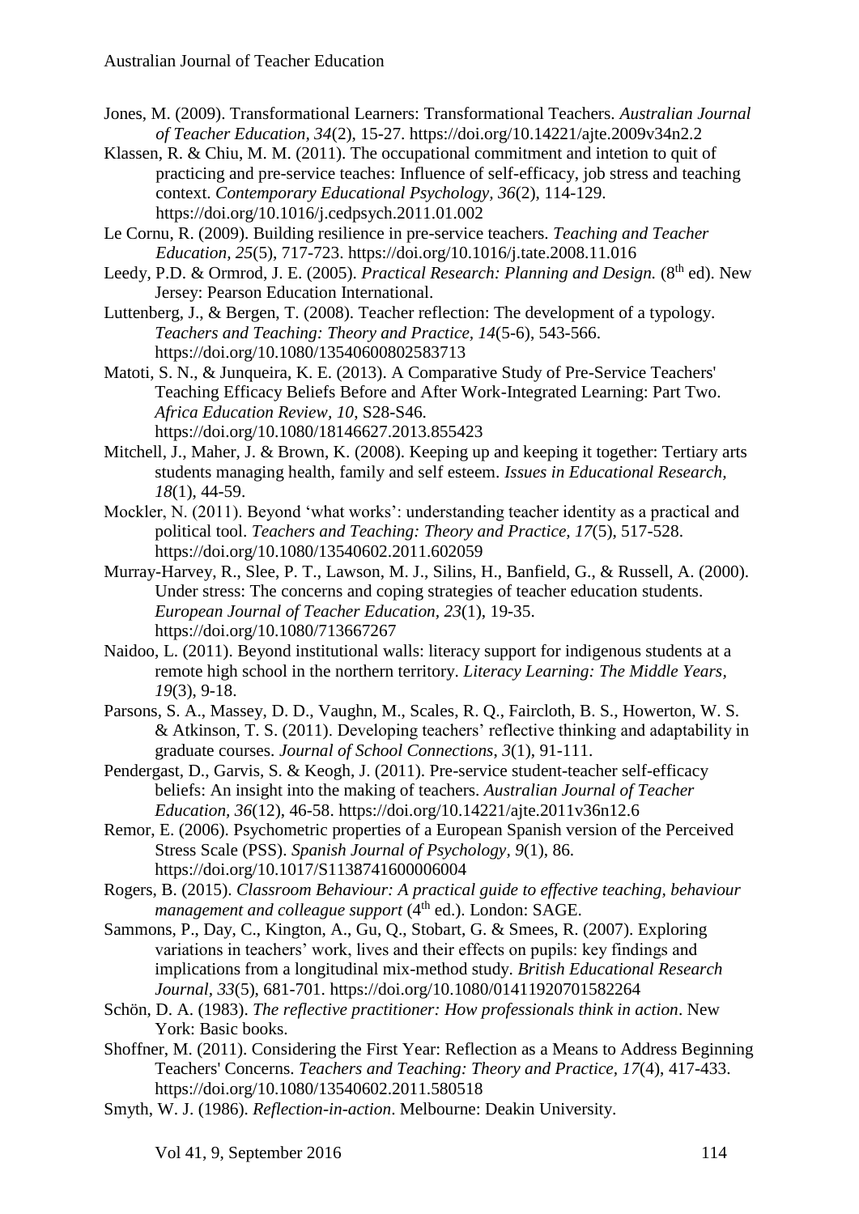Jones, M. (2009). Transformational Learners: Transformational Teachers. *Australian Journal of Teacher Education, 34*(2), 15-27. https://doi.org/10.14221/ajte.2009v34n2.2

Klassen, R. & Chiu, M. M. (2011). The occupational commitment and intetion to quit of practicing and pre-service teaches: Influence of self-efficacy, job stress and teaching context. *Contemporary Educational Psychology, 36*(2), 114-129. https://doi.org/10.1016/j.cedpsych.2011.01.002

Le Cornu, R. (2009). Building resilience in pre-service teachers. *Teaching and Teacher Education, 25*(5), 717-723. https://doi.org/10.1016/j.tate.2008.11.016

Leedy, P.D. & Ormrod, J. E. (2005). *Practical Research: Planning and Design.* (8th ed). New Jersey: Pearson Education International.

Luttenberg, J., & Bergen, T. (2008). Teacher reflection: The development of a typology. *Teachers and Teaching: Theory and Practice, 14*(5-6), 543-566. https://doi.org/10.1080/13540600802583713

Matoti, S. N., & Junqueira, K. E. (2013). A Comparative Study of Pre-Service Teachers' Teaching Efficacy Beliefs Before and After Work-Integrated Learning: Part Two. *Africa Education Review, 10,* S28-S46. https://doi.org/10.1080/18146627.2013.855423

Mitchell, J., Maher, J. & Brown, K. (2008). Keeping up and keeping it together: Tertiary arts students managing health, family and self esteem. *Issues in Educational Research, 18*(1), 44-59.

Mockler, N. (2011). Beyond 'what works': understanding teacher identity as a practical and political tool. *Teachers and Teaching: Theory and Practice, 17*(5), 517-528. https://doi.org/10.1080/13540602.2011.602059

Murray-Harvey, R., Slee, P. T., Lawson, M. J., Silins, H., Banfield, G., & Russell, A. (2000). Under stress: The concerns and coping strategies of teacher education students. *European Journal of Teacher Education, 23*(1), 19-35. https://doi.org/10.1080/713667267

Naidoo, L. (2011). Beyond institutional walls: literacy support for indigenous students at a remote high school in the northern territory. *Literacy Learning: The Middle Years, 19*(3), 9-18.

Parsons, S. A., Massey, D. D., Vaughn, M., Scales, R. Q., Faircloth, B. S., Howerton, W. S. & Atkinson, T. S. (2011). Developing teachers' reflective thinking and adaptability in graduate courses. *Journal of School Connections, 3*(1), 91-111.

Pendergast, D., Garvis, S. & Keogh, J. (2011). Pre-service student-teacher self-efficacy beliefs: An insight into the making of teachers. *Australian Journal of Teacher Education, 36*(12), 46-58. https://doi.org/10.14221/ajte.2011v36n12.6

Remor, E. (2006). Psychometric properties of a European Spanish version of the Perceived Stress Scale (PSS). *Spanish Journal of Psychology, 9*(1), 86. https://doi.org/10.1017/S1138741600006004

Rogers, B. (2015). *Classroom Behaviour: A practical guide to effective teaching, behaviour management and colleague support* (4th ed.). London: SAGE.

Sammons, P., Day, C., Kington, A., Gu, Q., Stobart, G. & Smees, R. (2007). Exploring variations in teachers' work, lives and their effects on pupils: key findings and implications from a longitudinal mix-method study. *British Educational Research Journal, 33*(5), 681-701. https://doi.org/10.1080/01411920701582264

Schön, D. A. (1983). *The reflective practitioner: How professionals think in action*. New York: Basic books.

Shoffner, M. (2011). Considering the First Year: Reflection as a Means to Address Beginning Teachers' Concerns. *Teachers and Teaching: Theory and Practice, 17*(4), 417-433. https://doi.org/10.1080/13540602.2011.580518

Smyth, W. J. (1986). *Reflection-in-action*. Melbourne: Deakin University.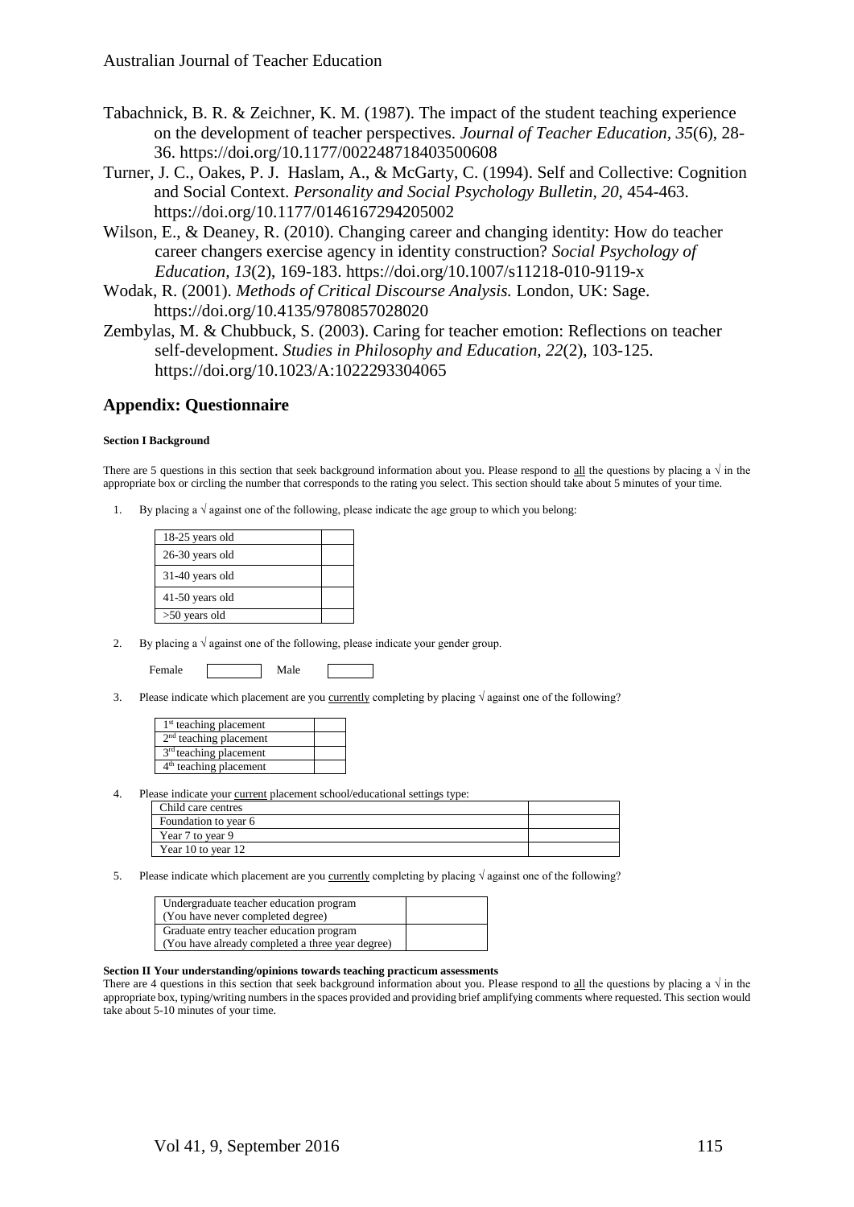Tabachnick, B. R. & Zeichner, K. M. (1987). The impact of the student teaching experience on the development of teacher perspectives. *Journal of Teacher Education, 35*(6), 28-36. https://doi.org/10.1177/002248718403500608

Turner, J. C., Oakes, P. J. Haslam, A., & McGarty, C. (1994). Self and Collective: Cognition and Social Context. *Personality and Social Psychology Bulletin, 20*, 454-463. https://doi.org/10.1177/0146167294205002

Wilson, E., & Deaney, R. (2010). Changing career and changing identity: How do teacher career changers exercise agency in identity construction? *Social Psychology of Education, 13*(2), 169-183. https://doi.org/10.1007/s11218-010-9119-x

Wodak, R. (2001). *Methods of Critical Discourse Analysis.* London, UK: Sage. https://doi.org/10.4135/9780857028020

Zembylas, M. & Chubbuck, S. (2003). Caring for teacher emotion: Reflections on teacher self-development. *Studies in Philosophy and Education, 22*(2), 103-125. https://doi.org/10.1023/A:1022293304065

## Appendix: Questionnaire

**Section I Background**

There are 5 questions in this section that seek background information about you. Please respond to all the questions by placing a √ in the appropriate box or circling the number that corresponds to the rating you select. This section should take about 5 minutes of your time.

1. By placing a √ against one of the following, please indicate the age group to which you belong:

| | |
|---|---|
| 18-25 years old | |
| 26-30 years old | |
| 31-40 years old | |
| 41-50 years old | |
| >50 years old | |

2. By placing a √ against one of the following, please indicate your gender group.

Female [ ] Male [ ]

3. Please indicate which placement are you currently completing by placing √ against one of the following?

| | |
|---|---|
| 1st teaching placement | |
| 2nd teaching placement | |
| 3rd teaching placement | |
| 4th teaching placement | |

4. Please indicate your current placement school/educational settings type:

| | |
|---|---|
| Child care centres | |
| Foundation to year 6 | |
| Year 7 to year 9 | |
| Year 10 to year 12 | |

5. Please indicate which placement are you currently completing by placing √ against one of the following?

| | |
|---|---|
| Undergraduate teacher education program (You have never completed degree) | |
| Graduate entry teacher education program (You have already completed a three year degree) | |

**Section II Your understanding/opinions towards teaching practicum assessments**

There are 4 questions in this section that seek background information about you. Please respond to all the questions by placing a √ in the appropriate box, typing/writing numbers in the spaces provided and providing brief amplifying comments where requested. This section would take about 5-10 minutes of your time.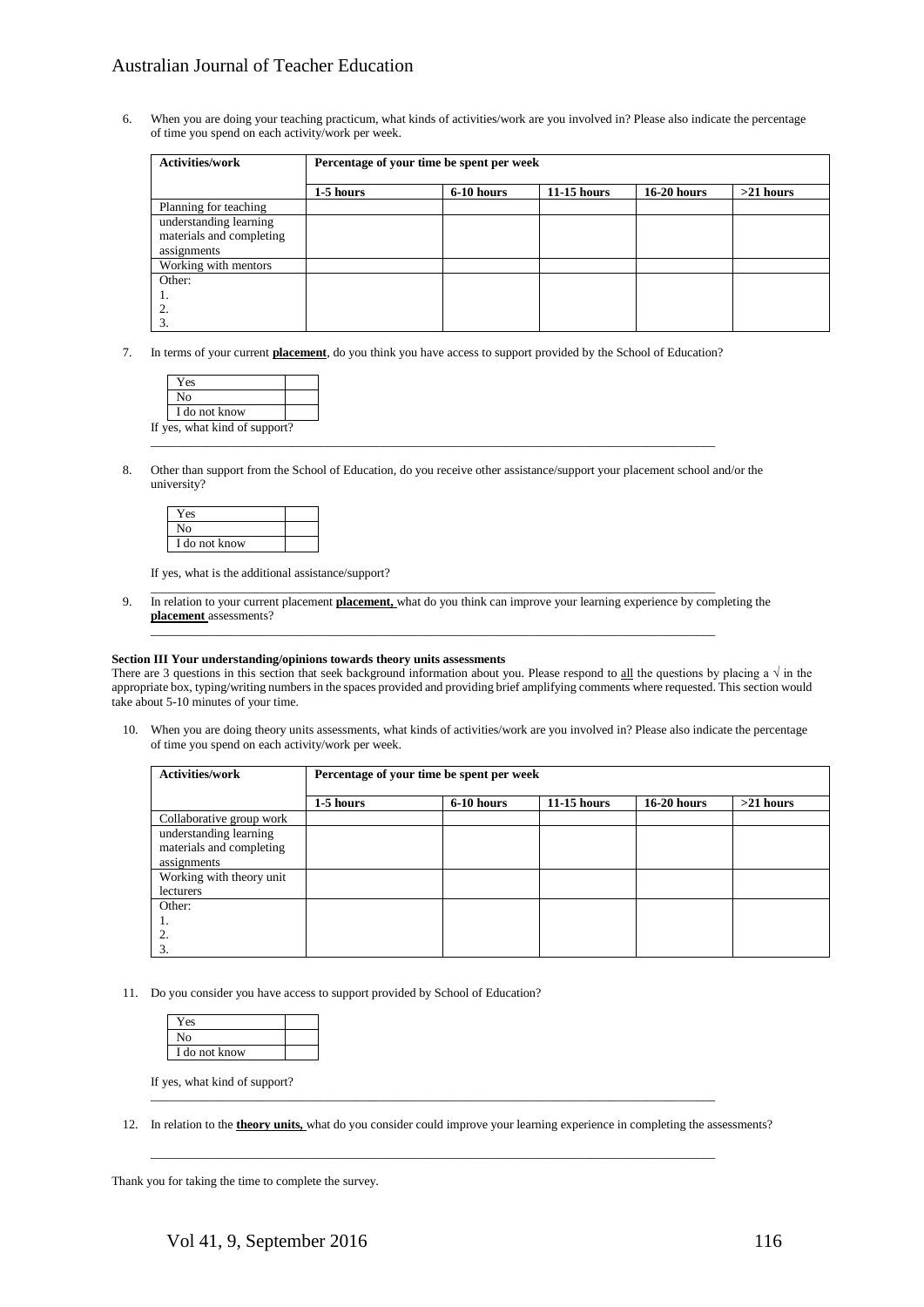6. When you are doing your teaching practicum, what kinds of activities/work are you involved in? Please also indicate the percentage of time you spend on each activity/work per week.

| Activities/work | Percentage of your time be spent per week | | | | |
|---|---|---|---|---|---|
| | 1-5 hours | 6-10 hours | 11-15 hours | 16-20 hours | >21 hours |
| Planning for teaching | | | | | |
| understanding learning materials and completing assignments | | | | | |
| Working with mentors | | | | | |
| Other:<br>1.<br>2.<br>3. | | | | | |

7. In terms of your current **placement**, do you think you have access to support provided by the School of Education?

| | |
|---|---|
| Yes | |
| No | |
| I do not know | |

If yes, what kind of support?

_______________________________________________________________________________

8. Other than support from the School of Education, do you receive other assistance/support your placement school and/or the university?

| | |
|---|---|
| Yes | |
| No | |
| I do not know | |

If yes, what is the additional assistance/support?

_______________________________________________________________________________

9. In relation to your current placement **placement,** what do you think can improve your learning experience by completing the **placement** assessments?

_______________________________________________________________________________

**Section III Your understanding/opinions towards theory units assessments**

There are 3 questions in this section that seek background information about you. Please respond to all the questions by placing a √ in the appropriate box, typing/writing numbers in the spaces provided and providing brief amplifying comments where requested. This section would take about 5-10 minutes of your time.

10. When you are doing theory units assessments, what kinds of activities/work are you involved in? Please also indicate the percentage of time you spend on each activity/work per week.

| Activities/work | Percentage of your time be spent per week | | | | |
|---|---|---|---|---|---|
| | 1-5 hours | 6-10 hours | 11-15 hours | 16-20 hours | >21 hours |
| Collaborative group work | | | | | |
| understanding learning materials and completing assignments | | | | | |
| Working with theory unit lecturers | | | | | |
| Other:<br>1.<br>2.<br>3. | | | | | |

11. Do you consider you have access to support provided by School of Education?

| | |
|---|---|
| Yes | |
| No | |
| I do not know | |

If yes, what kind of support?

_______________________________________________________________________________

12. In relation to the **theory units,** what do you consider could improve your learning experience in completing the assessments?

_______________________________________________________________________________

Thank you for taking the time to complete the survey.